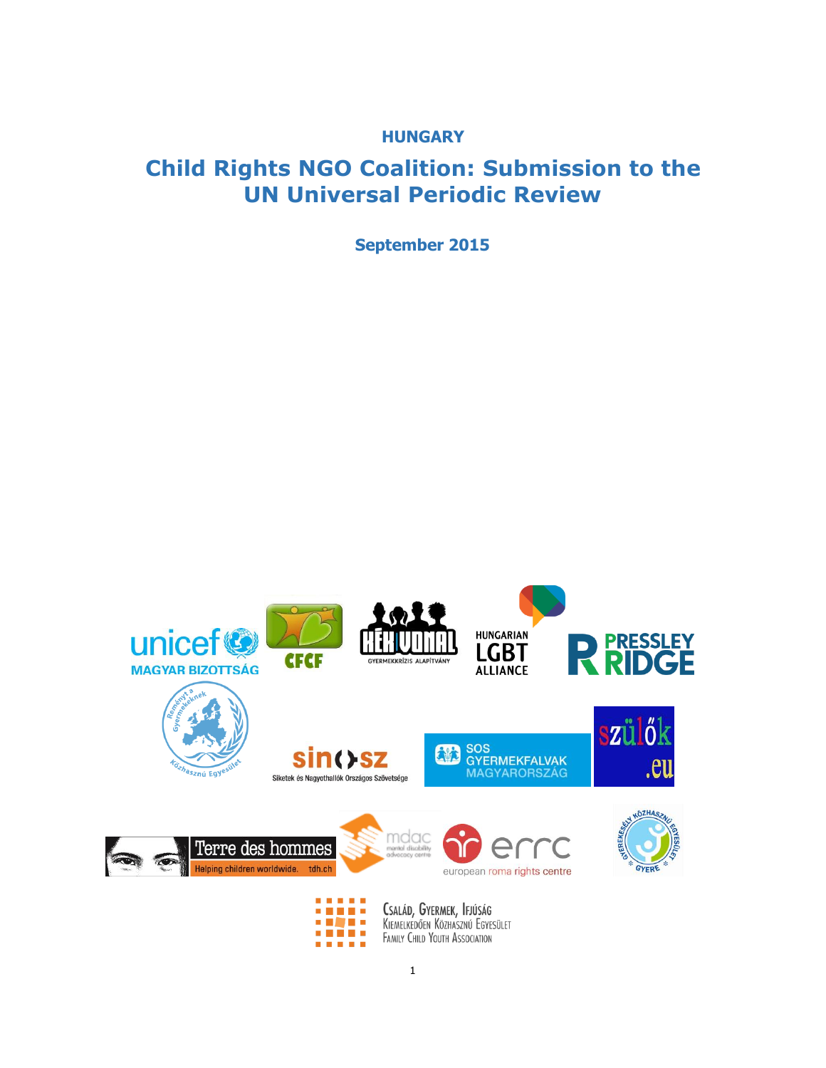**HUNGARY**

# Child Rights NGO Coalition: Submission to the UN Universal Periodic Review

**September 2015**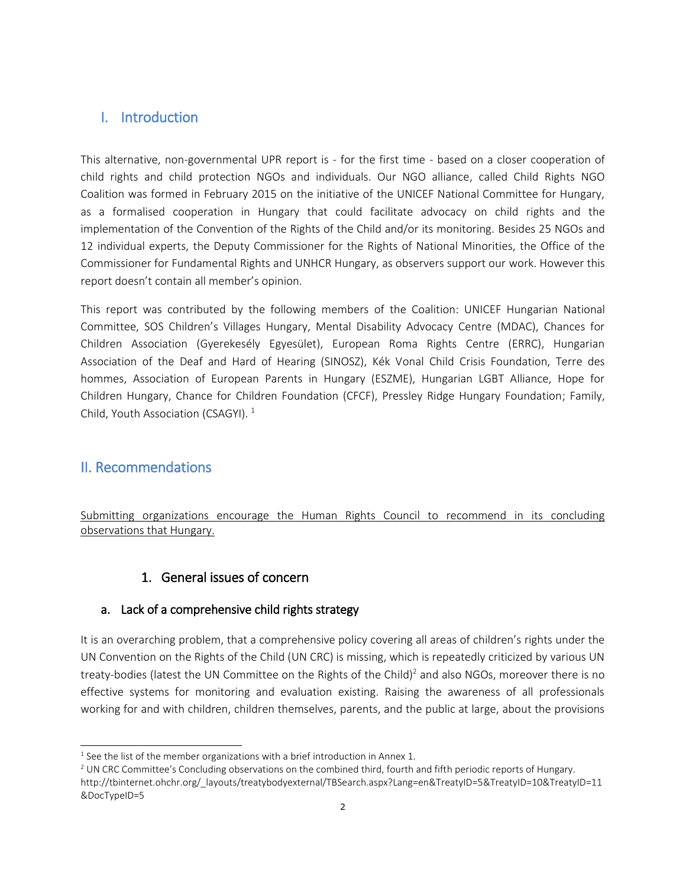## I. Introduction

This alternative, non-governmental UPR report is - for the first time - based on a closer cooperation of child rights and child protection NGOs and individuals. Our NGO alliance, called Child Rights NGO Coalition was formed in February 2015 on the initiative of the UNICEF National Committee for Hungary, as a formalised cooperation in Hungary that could facilitate advocacy on child rights and the implementation of the Convention of the Rights of the Child and/or its monitoring. Besides 25 NGOs and 12 individual experts, the Deputy Commissioner for the Rights of National Minorities, the Office of the Commissioner for Fundamental Rights and UNHCR Hungary, as observers support our work. However this report doesn't contain all member's opinion.

This report was contributed by the following members of the Coalition: UNICEF Hungarian National Committee, SOS Children's Villages Hungary, Mental Disability Advocacy Centre (MDAC), Chances for Children Association (Gyerekesély Egyesület), European Roma Rights Centre (ERRC), Hungarian Association of the Deaf and Hard of Hearing (SINOSZ), Kék Vonal Child Crisis Foundation, Terre des hommes, Association of European Parents in Hungary (ESZME), Hungarian LGBT Alliance, Hope for Children Hungary, Chance for Children Foundation (CFCF), Pressley Ridge Hungary Foundation; Family, Child, Youth Association (CSAGYI). [1]

## II. Recommendations

Submitting organizations encourage the Human Rights Council to recommend in its concluding observations that Hungary.

### 1. General issues of concern

#### a. Lack of a comprehensive child rights strategy

It is an overarching problem, that a comprehensive policy covering all areas of children's rights under the UN Convention on the Rights of the Child (UN CRC) is missing, which is repeatedly criticized by various UN treaty-bodies (latest the UN Committee on the Rights of the Child)[2] and also NGOs, moreover there is no effective systems for monitoring and evaluation existing. Raising the awareness of all professionals working for and with children, children themselves, parents, and the public at large, about the provisions

---

[1] See the list of the member organizations with a brief introduction in Annex 1.

[2] UN CRC Committee's Concluding observations on the combined third, fourth and fifth periodic reports of Hungary. http://tbinternet.ohchr.org/_layouts/treatybodyexternal/TBSearch.aspx?Lang=en&TreatyID=5&TreatyID=10&TreatyID=11&DocTypeID=5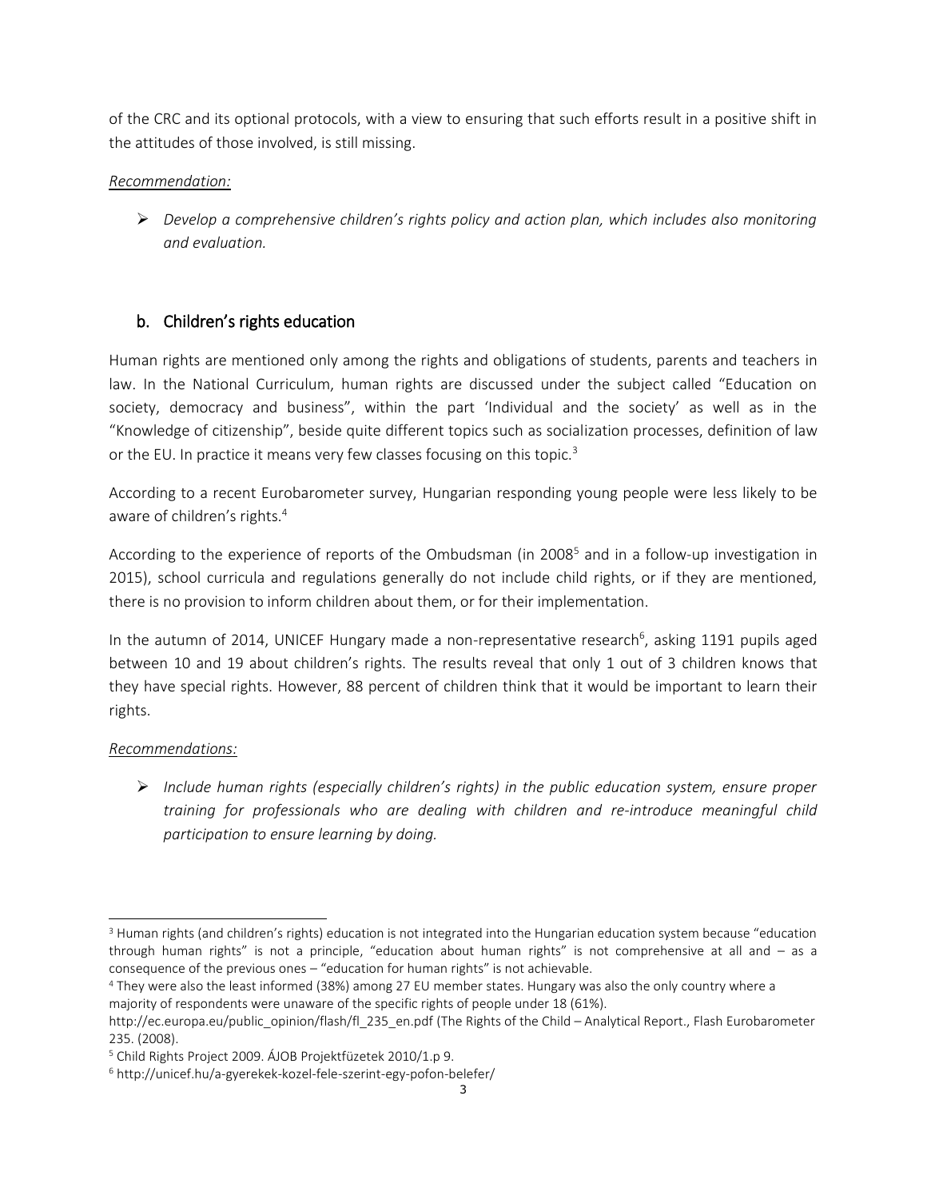of the CRC and its optional protocols, with a view to ensuring that such efforts result in a positive shift in the attitudes of those involved, is still missing.

*Recommendation:*

- *Develop a comprehensive children's rights policy and action plan, which includes also monitoring and evaluation.*

## b. Children's rights education

Human rights are mentioned only among the rights and obligations of students, parents and teachers in law. In the National Curriculum, human rights are discussed under the subject called "Education on society, democracy and business", within the part 'Individual and the society' as well as in the "Knowledge of citizenship", beside quite different topics such as socialization processes, definition of law or the EU. In practice it means very few classes focusing on this topic.[3]

According to a recent Eurobarometer survey, Hungarian responding young people were less likely to be aware of children's rights.[4]

According to the experience of reports of the Ombudsman (in 2008[5] and in a follow-up investigation in 2015), school curricula and regulations generally do not include child rights, or if they are mentioned, there is no provision to inform children about them, or for their implementation.

In the autumn of 2014, UNICEF Hungary made a non-representative research[6], asking 1191 pupils aged between 10 and 19 about children's rights. The results reveal that only 1 out of 3 children knows that they have special rights. However, 88 percent of children think that it would be important to learn their rights.

*Recommendations:*

- *Include human rights (especially children's rights) in the public education system, ensure proper training for professionals who are dealing with children and re-introduce meaningful child participation to ensure learning by doing.*

---

[3] Human rights (and children's rights) education is not integrated into the Hungarian education system because "education through human rights" is not a principle, "education about human rights" is not comprehensive at all and – as a consequence of the previous ones – "education for human rights" is not achievable.

[4] They were also the least informed (38%) among 27 EU member states. Hungary was also the only country where a majority of respondents were unaware of the specific rights of people under 18 (61%). http://ec.europa.eu/public_opinion/flash/fl_235_en.pdf (The Rights of the Child – Analytical Report., Flash Eurobarometer 235. (2008).

[5] Child Rights Project 2009. ÁJOB Projektfüzetek 2010/1.p 9.

[6] http://unicef.hu/a-gyerekek-kozel-fele-szerint-egy-pofon-belefer/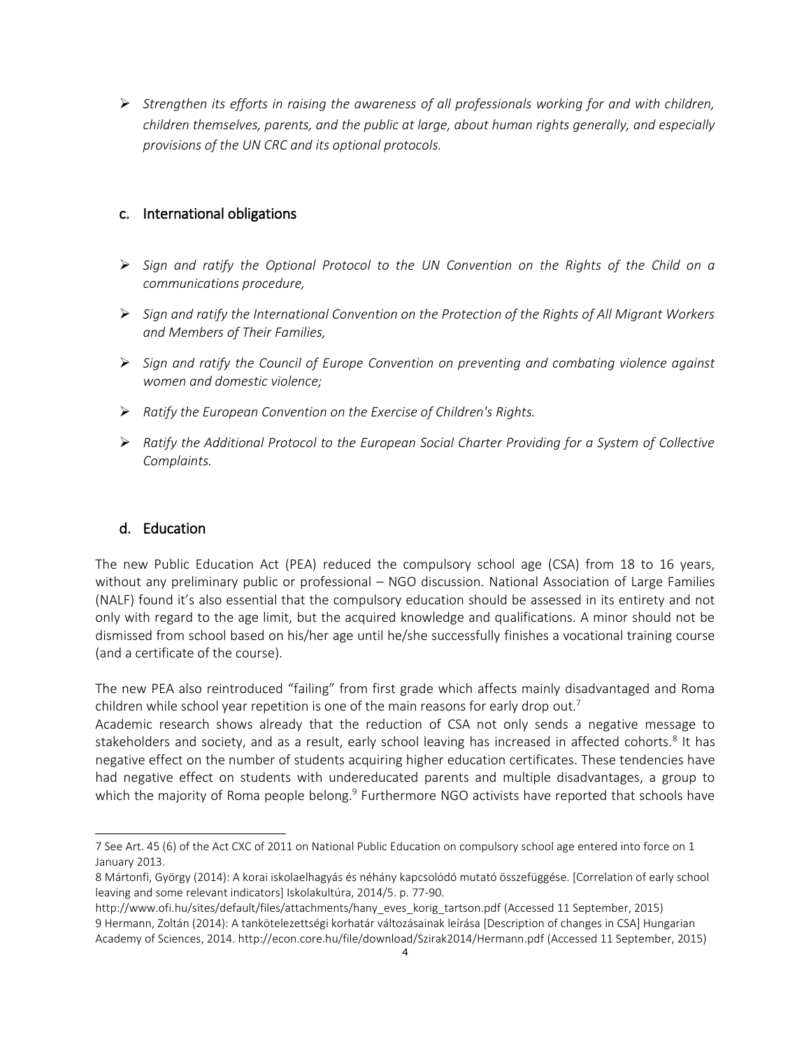- *Strengthen its efforts in raising the awareness of all professionals working for and with children, children themselves, parents, and the public at large, about human rights generally, and especially provisions of the UN CRC and its optional protocols.*

## c. International obligations

- *Sign and ratify the Optional Protocol to the UN Convention on the Rights of the Child on a communications procedure,*
- *Sign and ratify the International Convention on the Protection of the Rights of All Migrant Workers and Members of Their Families,*
- *Sign and ratify the Council of Europe Convention on preventing and combating violence against women and domestic violence;*
- *Ratify the European Convention on the Exercise of Children's Rights.*
- *Ratify the Additional Protocol to the European Social Charter Providing for a System of Collective Complaints.*

## d. Education

The new Public Education Act (PEA) reduced the compulsory school age (CSA) from 18 to 16 years, without any preliminary public or professional – NGO discussion. National Association of Large Families (NALF) found it's also essential that the compulsory education should be assessed in its entirety and not only with regard to the age limit, but the acquired knowledge and qualifications. A minor should not be dismissed from school based on his/her age until he/she successfully finishes a vocational training course (and a certificate of the course).

The new PEA also reintroduced "failing" from first grade which affects mainly disadvantaged and Roma children while school year repetition is one of the main reasons for early drop out.[7]

Academic research shows already that the reduction of CSA not only sends a negative message to stakeholders and society, and as a result, early school leaving has increased in affected cohorts.[8] It has negative effect on the number of students acquiring higher education certificates. These tendencies have had negative effect on students with undereducated parents and multiple disadvantages, a group to which the majority of Roma people belong.[9] Furthermore NGO activists have reported that schools have

---

7 See Art. 45 (6) of the Act CXC of 2011 on National Public Education on compulsory school age entered into force on 1 January 2013.

8 Mártonfi, György (2014): A korai iskolaelhagyás és néhány kapcsolódó mutató összefüggése. [Correlation of early school leaving and some relevant indicators] Iskolakultúra, 2014/5. p. 77-90. http://www.ofi.hu/sites/default/files/attachments/hany_eves_korig_tartson.pdf (Accessed 11 September, 2015)

9 Hermann, Zoltán (2014): A tankötelezettségi korhatár változásainak leírása [Description of changes in CSA] Hungarian Academy of Sciences, 2014. http://econ.core.hu/file/download/Szirak2014/Hermann.pdf (Accessed 11 September, 2015)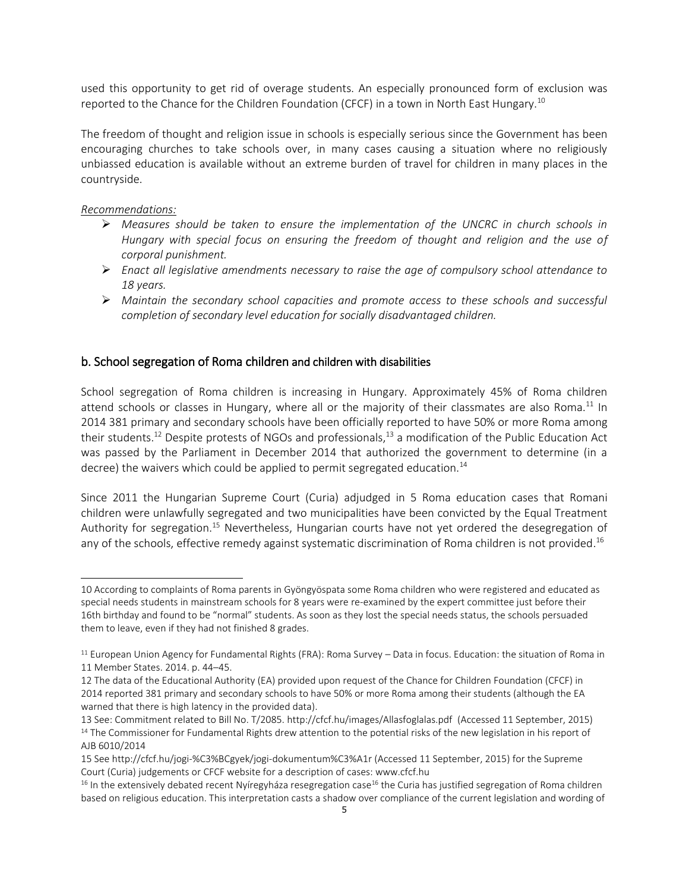used this opportunity to get rid of overage students. An especially pronounced form of exclusion was reported to the Chance for the Children Foundation (CFCF) in a town in North East Hungary.[10]

The freedom of thought and religion issue in schools is especially serious since the Government has been encouraging churches to take schools over, in many cases causing a situation where no religiously unbiassed education is available without an extreme burden of travel for children in many places in the countryside.

*Recommendations:*

- *Measures should be taken to ensure the implementation of the UNCRC in church schools in Hungary with special focus on ensuring the freedom of thought and religion and the use of corporal punishment.*
- *Enact all legislative amendments necessary to raise the age of compulsory school attendance to 18 years.*
- *Maintain the secondary school capacities and promote access to these schools and successful completion of secondary level education for socially disadvantaged children.*

## b. School segregation of Roma children and children with disabilities

School segregation of Roma children is increasing in Hungary. Approximately 45% of Roma children attend schools or classes in Hungary, where all or the majority of their classmates are also Roma.[11] In 2014 381 primary and secondary schools have been officially reported to have 50% or more Roma among their students.[12] Despite protests of NGOs and professionals,[13] a modification of the Public Education Act was passed by the Parliament in December 2014 that authorized the government to determine (in a decree) the waivers which could be applied to permit segregated education.[14]

Since 2011 the Hungarian Supreme Court (Curia) adjudged in 5 Roma education cases that Romani children were unlawfully segregated and two municipalities have been convicted by the Equal Treatment Authority for segregation.[15] Nevertheless, Hungarian courts have not yet ordered the desegregation of any of the schools, effective remedy against systematic discrimination of Roma children is not provided.[16]

---

10 According to complaints of Roma parents in Gyöngyöspata some Roma children who were registered and educated as special needs students in mainstream schools for 8 years were re-examined by the expert committee just before their 16th birthday and found to be "normal" students. As soon as they lost the special needs status, the schools persuaded them to leave, even if they had not finished 8 grades.

[11] European Union Agency for Fundamental Rights (FRA): Roma Survey – Data in focus. Education: the situation of Roma in 11 Member States. 2014. p. 44–45.

12 The data of the Educational Authority (EA) provided upon request of the Chance for Children Foundation (CFCF) in 2014 reported 381 primary and secondary schools to have 50% or more Roma among their students (although the EA warned that there is high latency in the provided data).

13 See: Commitment related to Bill No. T/2085. http://cfcf.hu/images/Allasfoglalas.pdf (Accessed 11 September, 2015)

[14] The Commissioner for Fundamental Rights drew attention to the potential risks of the new legislation in his report of AJB 6010/2014

15 See http://cfcf.hu/jogi-%C3%BCgyek/jogi-dokumentum%C3%A1r (Accessed 11 September, 2015) for the Supreme Court (Curia) judgements or CFCF website for a description of cases: www.cfcf.hu

[16] In the extensively debated recent Nyíregyháza resegregation case[16] the Curia has justified segregation of Roma children based on religious education. This interpretation casts a shadow over compliance of the current legislation and wording of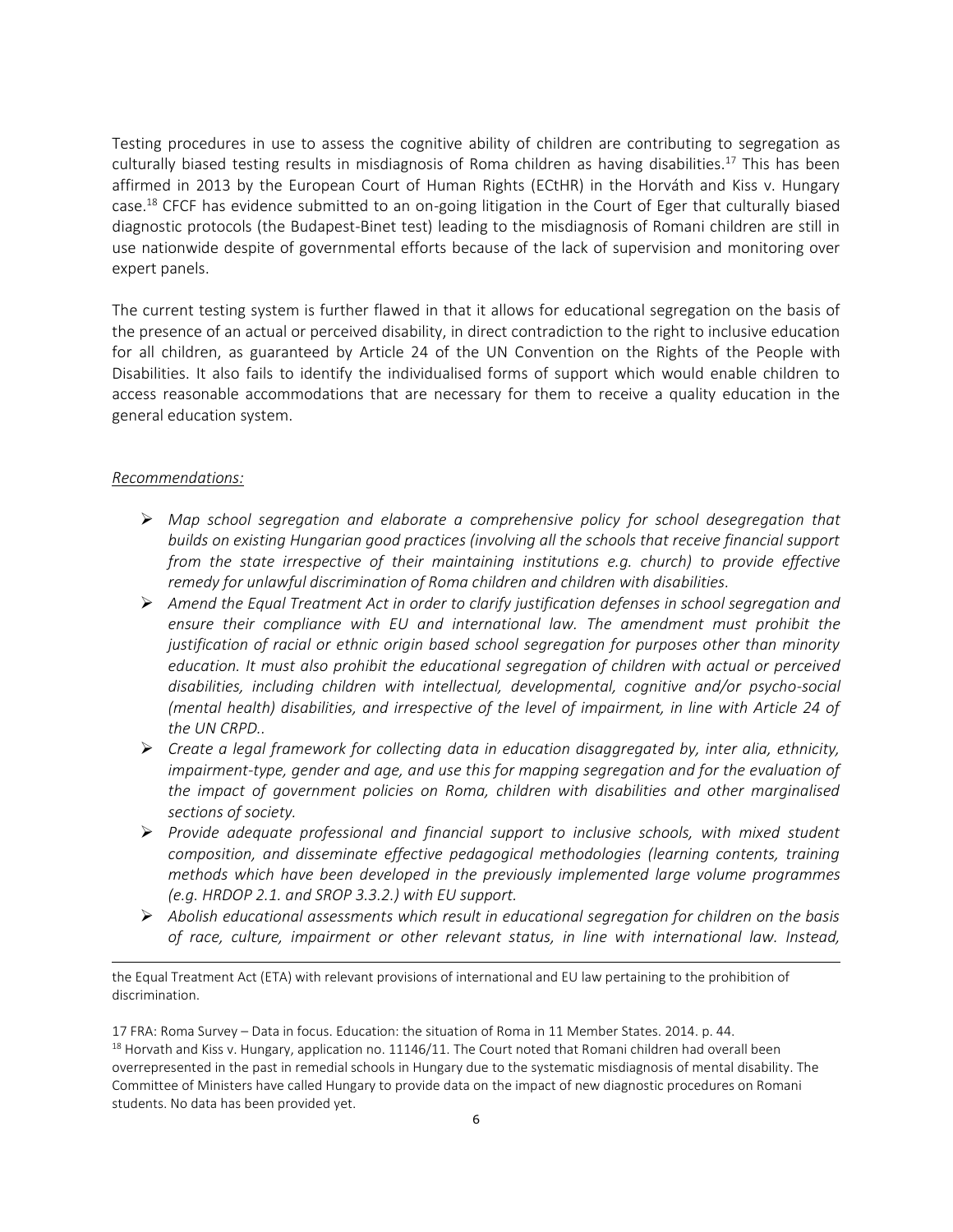Testing procedures in use to assess the cognitive ability of children are contributing to segregation as culturally biased testing results in misdiagnosis of Roma children as having disabilities.[17] This has been affirmed in 2013 by the European Court of Human Rights (ECtHR) in the Horváth and Kiss v. Hungary case.[18] CFCF has evidence submitted to an on-going litigation in the Court of Eger that culturally biased diagnostic protocols (the Budapest-Binet test) leading to the misdiagnosis of Romani children are still in use nationwide despite of governmental efforts because of the lack of supervision and monitoring over expert panels.

The current testing system is further flawed in that it allows for educational segregation on the basis of the presence of an actual or perceived disability, in direct contradiction to the right to inclusive education for all children, as guaranteed by Article 24 of the UN Convention on the Rights of the People with Disabilities. It also fails to identify the individualised forms of support which would enable children to access reasonable accommodations that are necessary for them to receive a quality education in the general education system.

*Recommendations:*

- *Map school segregation and elaborate a comprehensive policy for school desegregation that builds on existing Hungarian good practices (involving all the schools that receive financial support from the state irrespective of their maintaining institutions e.g. church) to provide effective remedy for unlawful discrimination of Roma children and children with disabilities.*
- *Amend the Equal Treatment Act in order to clarify justification defenses in school segregation and ensure their compliance with EU and international law. The amendment must prohibit the justification of racial or ethnic origin based school segregation for purposes other than minority education. It must also prohibit the educational segregation of children with actual or perceived disabilities, including children with intellectual, developmental, cognitive and/or psycho-social (mental health) disabilities, and irrespective of the level of impairment, in line with Article 24 of the UN CRPD..*
- *Create a legal framework for collecting data in education disaggregated by, inter alia, ethnicity, impairment-type, gender and age, and use this for mapping segregation and for the evaluation of the impact of government policies on Roma, children with disabilities and other marginalised sections of society.*
- *Provide adequate professional and financial support to inclusive schools, with mixed student composition, and disseminate effective pedagogical methodologies (learning contents, training methods which have been developed in the previously implemented large volume programmes (e.g. HRDOP 2.1. and SROP 3.3.2.) with EU support.*
- *Abolish educational assessments which result in educational segregation for children on the basis of race, culture, impairment or other relevant status, in line with international law. Instead,*

---

the Equal Treatment Act (ETA) with relevant provisions of international and EU law pertaining to the prohibition of discrimination.

17 FRA: Roma Survey – Data in focus. Education: the situation of Roma in 11 Member States. 2014. p. 44.

[18] Horvath and Kiss v. Hungary, application no. 11146/11. The Court noted that Romani children had overall been overrepresented in the past in remedial schools in Hungary due to the systematic misdiagnosis of mental disability. The Committee of Ministers have called Hungary to provide data on the impact of new diagnostic procedures on Romani students. No data has been provided yet.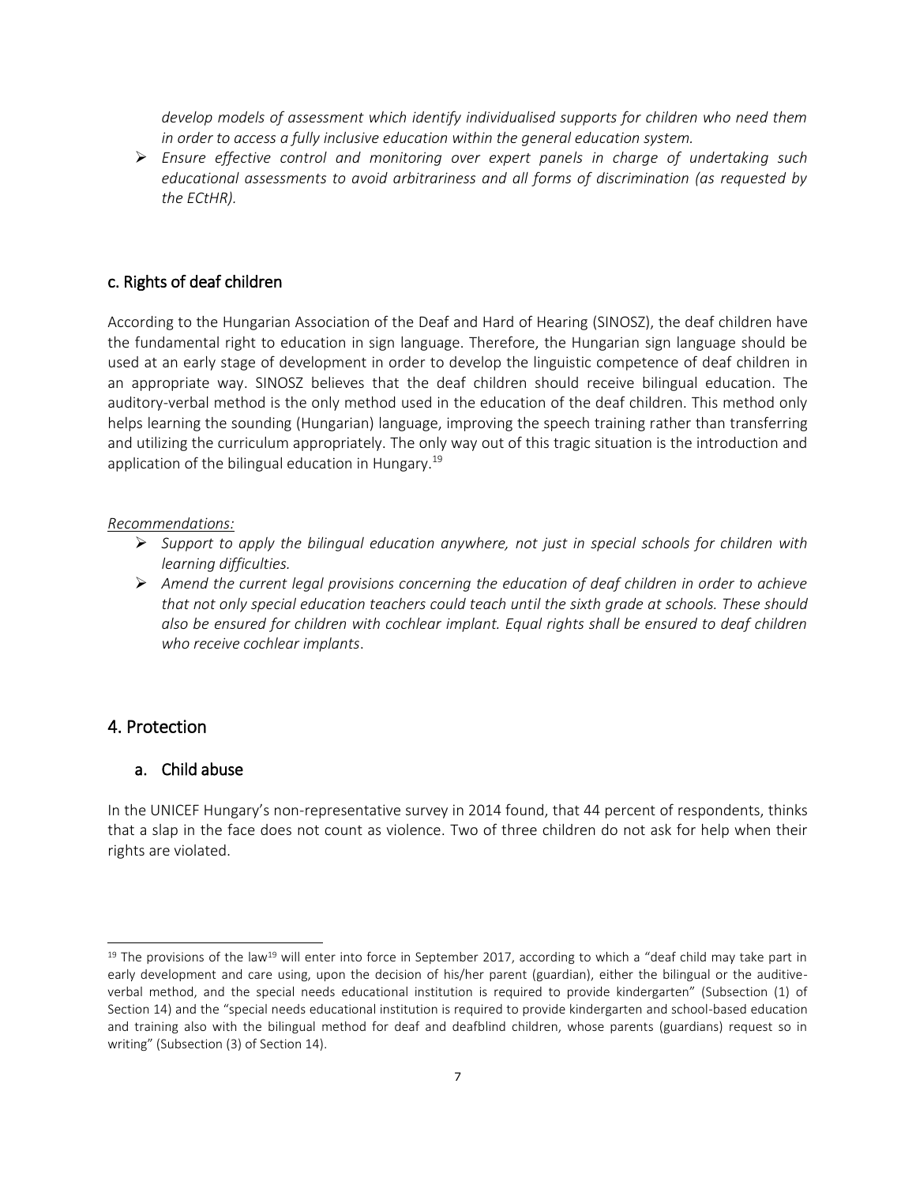*develop models of assessment which identify individualised supports for children who need them in order to access a fully inclusive education within the general education system.*

- *Ensure effective control and monitoring over expert panels in charge of undertaking such educational assessments to avoid arbitrariness and all forms of discrimination (as requested by the ECtHR).*

### c. Rights of deaf children

According to the Hungarian Association of the Deaf and Hard of Hearing (SINOSZ), the deaf children have the fundamental right to education in sign language. Therefore, the Hungarian sign language should be used at an early stage of development in order to develop the linguistic competence of deaf children in an appropriate way. SINOSZ believes that the deaf children should receive bilingual education. The auditory-verbal method is the only method used in the education of the deaf children. This method only helps learning the sounding (Hungarian) language, improving the speech training rather than transferring and utilizing the curriculum appropriately. The only way out of this tragic situation is the introduction and application of the bilingual education in Hungary.[19]

*Recommendations:*

- *Support to apply the bilingual education anywhere, not just in special schools for children with learning difficulties.*
- *Amend the current legal provisions concerning the education of deaf children in order to achieve that not only special education teachers could teach until the sixth grade at schools. These should also be ensured for children with cochlear implant. Equal rights shall be ensured to deaf children who receive cochlear implants.*

## 4. Protection

### a. Child abuse

In the UNICEF Hungary's non-representative survey in 2014 found, that 44 percent of respondents, thinks that a slap in the face does not count as violence. Two of three children do not ask for help when their rights are violated.

---

[19] The provisions of the law[19] will enter into force in September 2017, according to which a "deaf child may take part in early development and care using, upon the decision of his/her parent (guardian), either the bilingual or the auditive-verbal method, and the special needs educational institution is required to provide kindergarten" (Subsection (1) of Section 14) and the "special needs educational institution is required to provide kindergarten and school-based education and training also with the bilingual method for deaf and deafblind children, whose parents (guardians) request so in writing" (Subsection (3) of Section 14).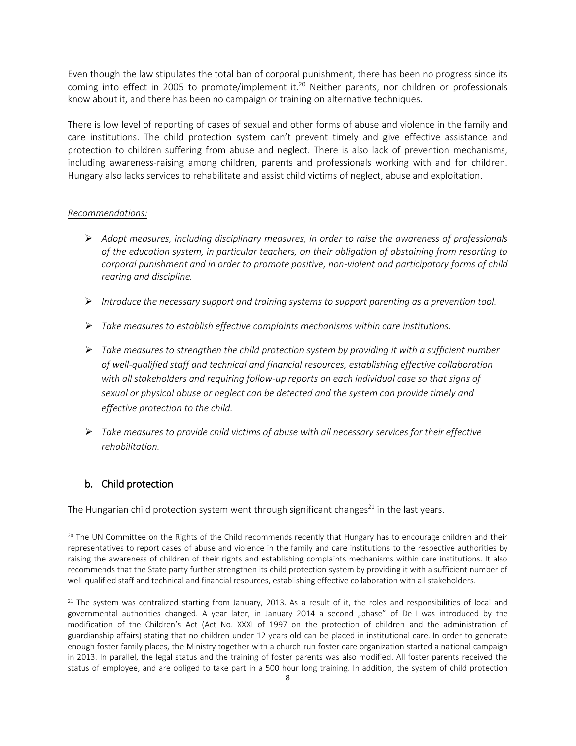Even though the law stipulates the total ban of corporal punishment, there has been no progress since its coming into effect in 2005 to promote/implement it.[20] Neither parents, nor children or professionals know about it, and there has been no campaign or training on alternative techniques.

There is low level of reporting of cases of sexual and other forms of abuse and violence in the family and care institutions. The child protection system can't prevent timely and give effective assistance and protection to children suffering from abuse and neglect. There is also lack of prevention mechanisms, including awareness-raising among children, parents and professionals working with and for children. Hungary also lacks services to rehabilitate and assist child victims of neglect, abuse and exploitation.

*Recommendations:*

- *Adopt measures, including disciplinary measures, in order to raise the awareness of professionals of the education system, in particular teachers, on their obligation of abstaining from resorting to corporal punishment and in order to promote positive, non-violent and participatory forms of child rearing and discipline.*
- *Introduce the necessary support and training systems to support parenting as a prevention tool.*
- *Take measures to establish effective complaints mechanisms within care institutions.*
- *Take measures to strengthen the child protection system by providing it with a sufficient number of well-qualified staff and technical and financial resources, establishing effective collaboration with all stakeholders and requiring follow-up reports on each individual case so that signs of sexual or physical abuse or neglect can be detected and the system can provide timely and effective protection to the child.*
- *Take measures to provide child victims of abuse with all necessary services for their effective rehabilitation.*

## b. Child protection

The Hungarian child protection system went through significant changes[21] in the last years.

---

[20] The UN Committee on the Rights of the Child recommends recently that Hungary has to encourage children and their representatives to report cases of abuse and violence in the family and care institutions to the respective authorities by raising the awareness of children of their rights and establishing complaints mechanisms within care institutions. It also recommends that the State party further strengthen its child protection system by providing it with a sufficient number of well-qualified staff and technical and financial resources, establishing effective collaboration with all stakeholders.

[21] The system was centralized starting from January, 2013. As a result of it, the roles and responsibilities of local and governmental authorities changed. A year later, in January 2014 a second „phase" of De-I was introduced by the modification of the Children's Act (Act No. XXXI of 1997 on the protection of children and the administration of guardianship affairs) stating that no children under 12 years old can be placed in institutional care. In order to generate enough foster family places, the Ministry together with a church run foster care organization started a national campaign in 2013. In parallel, the legal status and the training of foster parents was also modified. All foster parents received the status of employee, and are obliged to take part in a 500 hour long training. In addition, the system of child protection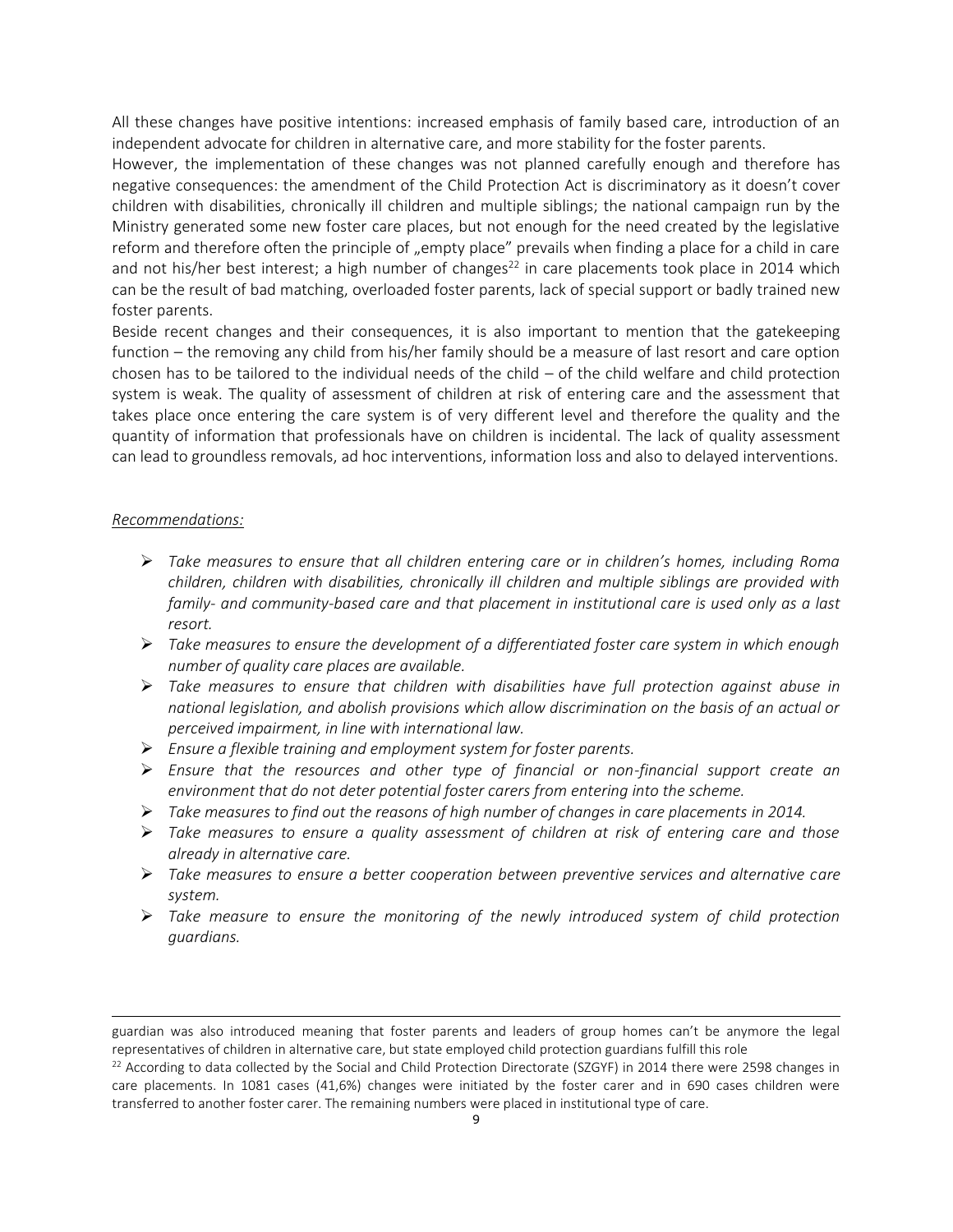All these changes have positive intentions: increased emphasis of family based care, introduction of an independent advocate for children in alternative care, and more stability for the foster parents.

However, the implementation of these changes was not planned carefully enough and therefore has negative consequences: the amendment of the Child Protection Act is discriminatory as it doesn't cover children with disabilities, chronically ill children and multiple siblings; the national campaign run by the Ministry generated some new foster care places, but not enough for the need created by the legislative reform and therefore often the principle of „empty place" prevails when finding a place for a child in care and not his/her best interest; a high number of changes[22] in care placements took place in 2014 which can be the result of bad matching, overloaded foster parents, lack of special support or badly trained new foster parents.

Beside recent changes and their consequences, it is also important to mention that the gatekeeping function – the removing any child from his/her family should be a measure of last resort and care option chosen has to be tailored to the individual needs of the child – of the child welfare and child protection system is weak. The quality of assessment of children at risk of entering care and the assessment that takes place once entering the care system is of very different level and therefore the quality and the quantity of information that professionals have on children is incidental. The lack of quality assessment can lead to groundless removals, ad hoc interventions, information loss and also to delayed interventions.

*Recommendations:*

- *Take measures to ensure that all children entering care or in children's homes, including Roma children, children with disabilities, chronically ill children and multiple siblings are provided with family- and community-based care and that placement in institutional care is used only as a last resort.*
- *Take measures to ensure the development of a differentiated foster care system in which enough number of quality care places are available.*
- *Take measures to ensure that children with disabilities have full protection against abuse in national legislation, and abolish provisions which allow discrimination on the basis of an actual or perceived impairment, in line with international law.*
- *Ensure a flexible training and employment system for foster parents.*
- *Ensure that the resources and other type of financial or non-financial support create an environment that do not deter potential foster carers from entering into the scheme.*
- *Take measures to find out the reasons of high number of changes in care placements in 2014.*
- *Take measures to ensure a quality assessment of children at risk of entering care and those already in alternative care.*
- *Take measures to ensure a better cooperation between preventive services and alternative care system.*
- *Take measure to ensure the monitoring of the newly introduced system of child protection guardians.*

---

guardian was also introduced meaning that foster parents and leaders of group homes can't be anymore the legal representatives of children in alternative care, but state employed child protection guardians fulfill this role

[22] According to data collected by the Social and Child Protection Directorate (SZGYF) in 2014 there were 2598 changes in care placements. In 1081 cases (41,6%) changes were initiated by the foster carer and in 690 cases children were transferred to another foster carer. The remaining numbers were placed in institutional type of care.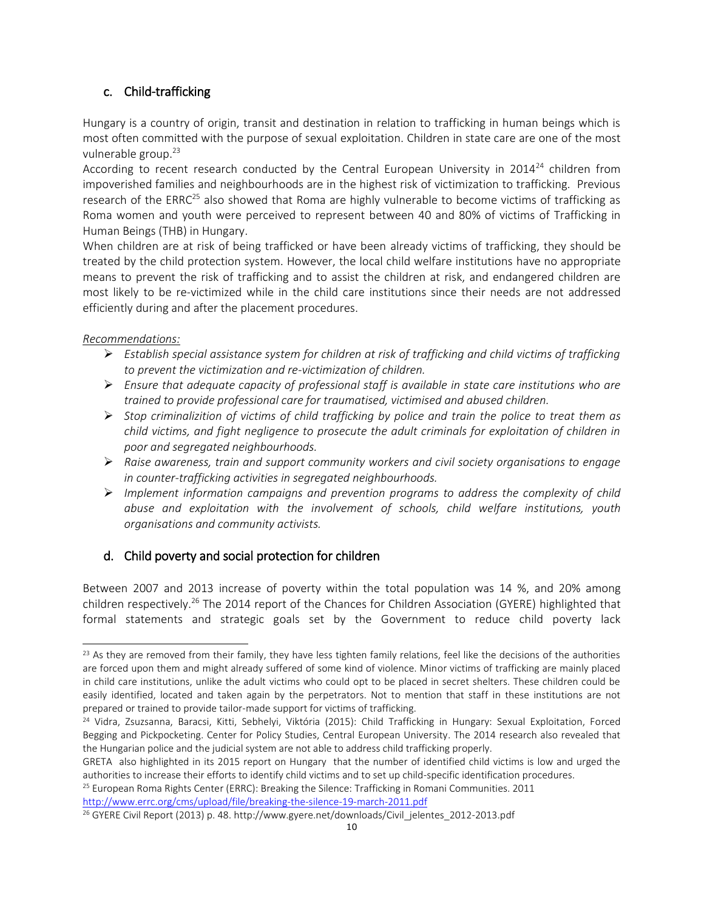## c. Child-trafficking

Hungary is a country of origin, transit and destination in relation to trafficking in human beings which is most often committed with the purpose of sexual exploitation. Children in state care are one of the most vulnerable group.[23]

According to recent research conducted by the Central European University in 2014[24] children from impoverished families and neighbourhoods are in the highest risk of victimization to trafficking. Previous research of the ERRC[25] also showed that Roma are highly vulnerable to become victims of trafficking as Roma women and youth were perceived to represent between 40 and 80% of victims of Trafficking in Human Beings (THB) in Hungary.

When children are at risk of being trafficked or have been already victims of trafficking, they should be treated by the child protection system. However, the local child welfare institutions have no appropriate means to prevent the risk of trafficking and to assist the children at risk, and endangered children are most likely to be re-victimized while in the child care institutions since their needs are not addressed efficiently during and after the placement procedures.

*Recommendations:*

- *Establish special assistance system for children at risk of trafficking and child victims of trafficking to prevent the victimization and re-victimization of children.*
- *Ensure that adequate capacity of professional staff is available in state care institutions who are trained to provide professional care for traumatised, victimised and abused children.*
- *Stop criminalizition of victims of child trafficking by police and train the police to treat them as child victims, and fight negligence to prosecute the adult criminals for exploitation of children in poor and segregated neighbourhoods.*
- *Raise awareness, train and support community workers and civil society organisations to engage in counter-trafficking activities in segregated neighbourhoods.*
- *Implement information campaigns and prevention programs to address the complexity of child abuse and exploitation with the involvement of schools, child welfare institutions, youth organisations and community activists.*

## d. Child poverty and social protection for children

Between 2007 and 2013 increase of poverty within the total population was 14 %, and 20% among children respectively.[26] The 2014 report of the Chances for Children Association (GYERE) highlighted that formal statements and strategic goals set by the Government to reduce child poverty lack

---

[23] As they are removed from their family, they have less tighten family relations, feel like the decisions of the authorities are forced upon them and might already suffered of some kind of violence. Minor victims of trafficking are mainly placed in child care institutions, unlike the adult victims who could opt to be placed in secret shelters. These children could be easily identified, located and taken again by the perpetrators. Not to mention that staff in these institutions are not prepared or trained to provide tailor-made support for victims of trafficking.

[24] Vidra, Zsuzsanna, Baracsi, Kitti, Sebhelyi, Viktória (2015): Child Trafficking in Hungary: Sexual Exploitation, Forced Begging and Pickpocketing. Center for Policy Studies, Central European University. The 2014 research also revealed that the Hungarian police and the judicial system are not able to address child trafficking properly.

GRETA also highlighted in its 2015 report on Hungary that the number of identified child victims is low and urged the authorities to increase their efforts to identify child victims and to set up child-specific identification procedures.

[25] European Roma Rights Center (ERRC): Breaking the Silence: Trafficking in Romani Communities. 2011 http://www.errc.org/cms/upload/file/breaking-the-silence-19-march-2011.pdf

[26] GYERE Civil Report (2013) p. 48. http://www.gyere.net/downloads/Civil_jelentes_2012-2013.pdf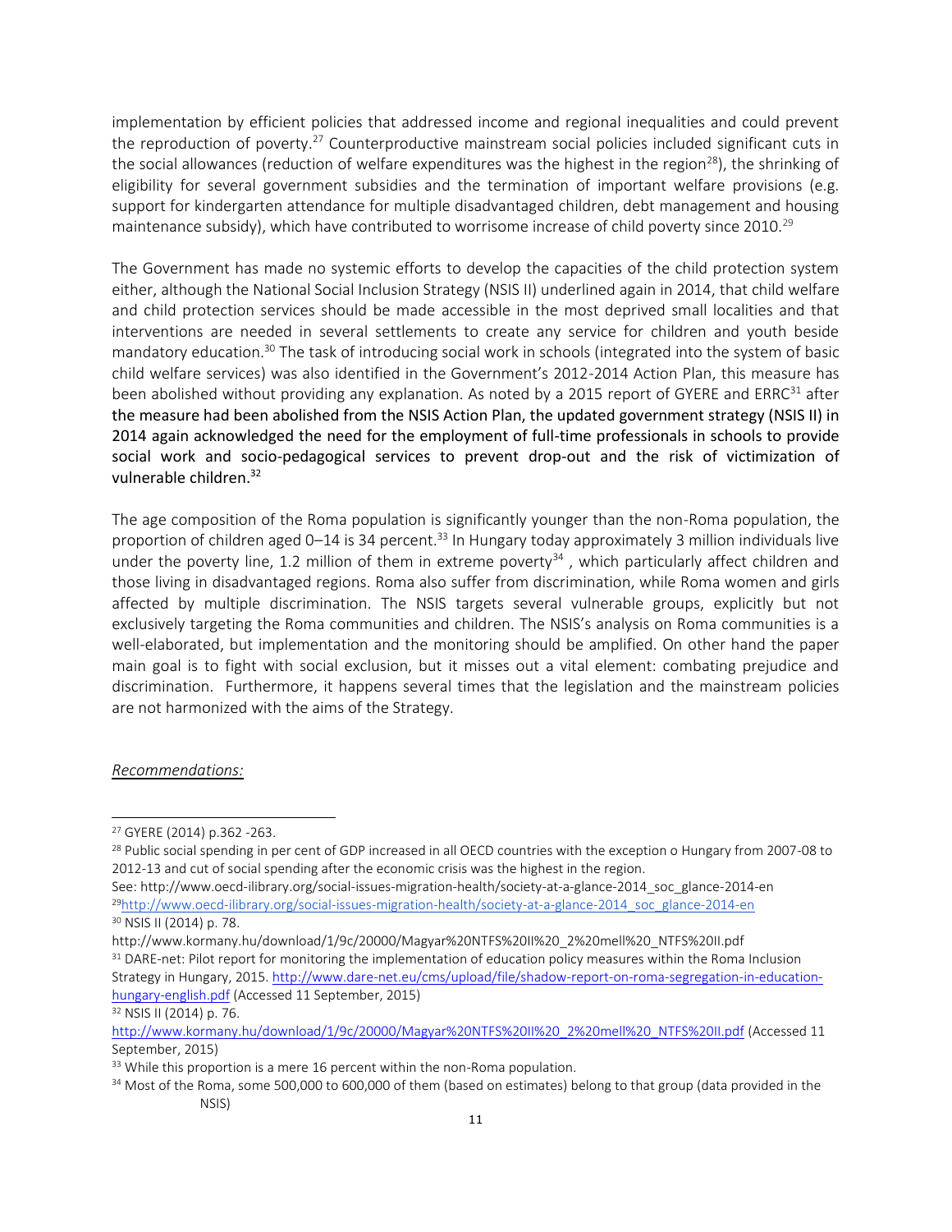implementation by efficient policies that addressed income and regional inequalities and could prevent the reproduction of poverty.[27] Counterproductive mainstream social policies included significant cuts in the social allowances (reduction of welfare expenditures was the highest in the region[28]), the shrinking of eligibility for several government subsidies and the termination of important welfare provisions (e.g. support for kindergarten attendance for multiple disadvantaged children, debt management and housing maintenance subsidy), which have contributed to worrisome increase of child poverty since 2010.[29]

The Government has made no systemic efforts to develop the capacities of the child protection system either, although the National Social Inclusion Strategy (NSIS II) underlined again in 2014, that child welfare and child protection services should be made accessible in the most deprived small localities and that interventions are needed in several settlements to create any service for children and youth beside mandatory education.[30] The task of introducing social work in schools (integrated into the system of basic child welfare services) was also identified in the Government's 2012-2014 Action Plan, this measure has been abolished without providing any explanation. As noted by a 2015 report of GYERE and ERRC[31] after the measure had been abolished from the NSIS Action Plan, the updated government strategy (NSIS II) in 2014 again acknowledged the need for the employment of full-time professionals in schools to provide social work and socio-pedagogical services to prevent drop-out and the risk of victimization of vulnerable children.[32]

The age composition of the Roma population is significantly younger than the non-Roma population, the proportion of children aged 0–14 is 34 percent.[33] In Hungary today approximately 3 million individuals live under the poverty line, 1.2 million of them in extreme poverty[34] , which particularly affect children and those living in disadvantaged regions. Roma also suffer from discrimination, while Roma women and girls affected by multiple discrimination. The NSIS targets several vulnerable groups, explicitly but not exclusively targeting the Roma communities and children. The NSIS's analysis on Roma communities is a well-elaborated, but implementation and the monitoring should be amplified. On other hand the paper main goal is to fight with social exclusion, but it misses out a vital element: combating prejudice and discrimination. Furthermore, it happens several times that the legislation and the mainstream policies are not harmonized with the aims of the Strategy.

*Recommendations:*

---

[27] GYERE (2014) p.362 -263.

[28] Public social spending in per cent of GDP increased in all OECD countries with the exception o Hungary from 2007-08 to 2012-13 and cut of social spending after the economic crisis was the highest in the region.
See: http://www.oecd-ilibrary.org/social-issues-migration-health/society-at-a-glance-2014_soc_glance-2014-en

[29] http://www.oecd-ilibrary.org/social-issues-migration-health/society-at-a-glance-2014_soc_glance-2014-en

[30] NSIS II (2014) p. 78.
http://www.kormany.hu/download/1/9c/20000/Magyar%20NTFS%20II%20_2%20mell%20_NTFS%20II.pdf

[31] DARE-net: Pilot report for monitoring the implementation of education policy measures within the Roma Inclusion Strategy in Hungary, 2015. http://www.dare-net.eu/cms/upload/file/shadow-report-on-roma-segregation-in-education-hungary-english.pdf (Accessed 11 September, 2015)

[32] NSIS II (2014) p. 76.
http://www.kormany.hu/download/1/9c/20000/Magyar%20NTFS%20II%20_2%20mell%20_NTFS%20II.pdf (Accessed 11 September, 2015)

[33] While this proportion is a mere 16 percent within the non-Roma population.

[34] Most of the Roma, some 500,000 to 600,000 of them (based on estimates) belong to that group (data provided in the NSIS)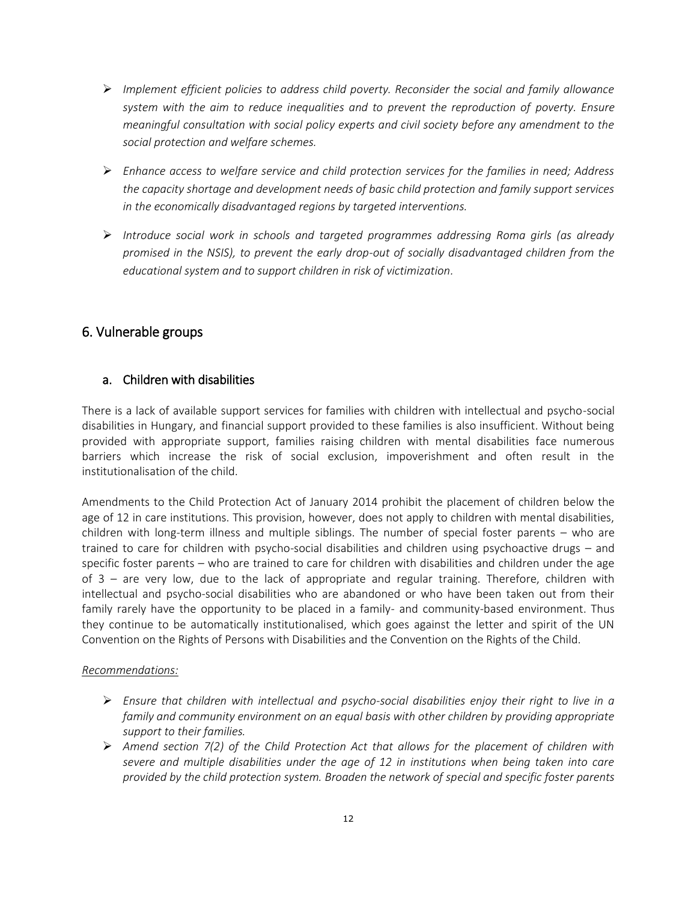- *Implement efficient policies to address child poverty. Reconsider the social and family allowance system with the aim to reduce inequalities and to prevent the reproduction of poverty. Ensure meaningful consultation with social policy experts and civil society before any amendment to the social protection and welfare schemes.*

- *Enhance access to welfare service and child protection services for the families in need; Address the capacity shortage and development needs of basic child protection and family support services in the economically disadvantaged regions by targeted interventions.*

- *Introduce social work in schools and targeted programmes addressing Roma girls (as already promised in the NSIS), to prevent the early drop-out of socially disadvantaged children from the educational system and to support children in risk of victimization.*

## 6. Vulnerable groups

### a. Children with disabilities

There is a lack of available support services for families with children with intellectual and psycho-social disabilities in Hungary, and financial support provided to these families is also insufficient. Without being provided with appropriate support, families raising children with mental disabilities face numerous barriers which increase the risk of social exclusion, impoverishment and often result in the institutionalisation of the child.

Amendments to the Child Protection Act of January 2014 prohibit the placement of children below the age of 12 in care institutions. This provision, however, does not apply to children with mental disabilities, children with long-term illness and multiple siblings. The number of special foster parents – who are trained to care for children with psycho-social disabilities and children using psychoactive drugs – and specific foster parents – who are trained to care for children with disabilities and children under the age of 3 – are very low, due to the lack of appropriate and regular training. Therefore, children with intellectual and psycho-social disabilities who are abandoned or who have been taken out from their family rarely have the opportunity to be placed in a family- and community-based environment. Thus they continue to be automatically institutionalised, which goes against the letter and spirit of the UN Convention on the Rights of Persons with Disabilities and the Convention on the Rights of the Child.

*Recommendations:*

- *Ensure that children with intellectual and psycho-social disabilities enjoy their right to live in a family and community environment on an equal basis with other children by providing appropriate support to their families.*
- *Amend section 7(2) of the Child Protection Act that allows for the placement of children with severe and multiple disabilities under the age of 12 in institutions when being taken into care provided by the child protection system. Broaden the network of special and specific foster parents*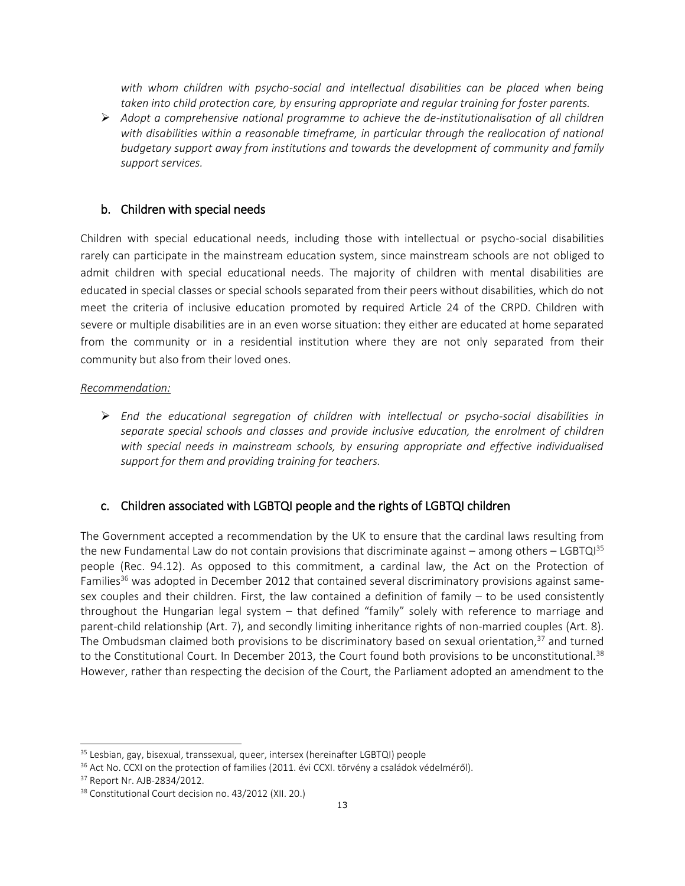*with whom children with psycho-social and intellectual disabilities can be placed when being taken into child protection care, by ensuring appropriate and regular training for foster parents.*

- *Adopt a comprehensive national programme to achieve the de-institutionalisation of all children with disabilities within a reasonable timeframe, in particular through the reallocation of national budgetary support away from institutions and towards the development of community and family support services.*

## b. Children with special needs

Children with special educational needs, including those with intellectual or psycho-social disabilities rarely can participate in the mainstream education system, since mainstream schools are not obliged to admit children with special educational needs. The majority of children with mental disabilities are educated in special classes or special schools separated from their peers without disabilities, which do not meet the criteria of inclusive education promoted by required Article 24 of the CRPD. Children with severe or multiple disabilities are in an even worse situation: they either are educated at home separated from the community or in a residential institution where they are not only separated from their community but also from their loved ones.

*Recommendation:*

- *End the educational segregation of children with intellectual or psycho-social disabilities in separate special schools and classes and provide inclusive education, the enrolment of children with special needs in mainstream schools, by ensuring appropriate and effective individualised support for them and providing training for teachers.*

## c. Children associated with LGBTQI people and the rights of LGBTQI children

The Government accepted a recommendation by the UK to ensure that the cardinal laws resulting from the new Fundamental Law do not contain provisions that discriminate against – among others – LGBTQI[35] people (Rec. 94.12). As opposed to this commitment, a cardinal law, the Act on the Protection of Families[36] was adopted in December 2012 that contained several discriminatory provisions against same-sex couples and their children. First, the law contained a definition of family – to be used consistently throughout the Hungarian legal system – that defined "family" solely with reference to marriage and parent-child relationship (Art. 7), and secondly limiting inheritance rights of non-married couples (Art. 8). The Ombudsman claimed both provisions to be discriminatory based on sexual orientation,[37] and turned to the Constitutional Court. In December 2013, the Court found both provisions to be unconstitutional.[38] However, rather than respecting the decision of the Court, the Parliament adopted an amendment to the

---

[35] Lesbian, gay, bisexual, transsexual, queer, intersex (hereinafter LGBTQI) people

[36] Act No. CCXI on the protection of families (2011. évi CCXI. törvény a családok védelméről).

[37] Report Nr. AJB-2834/2012.

[38] Constitutional Court decision no. 43/2012 (XII. 20.)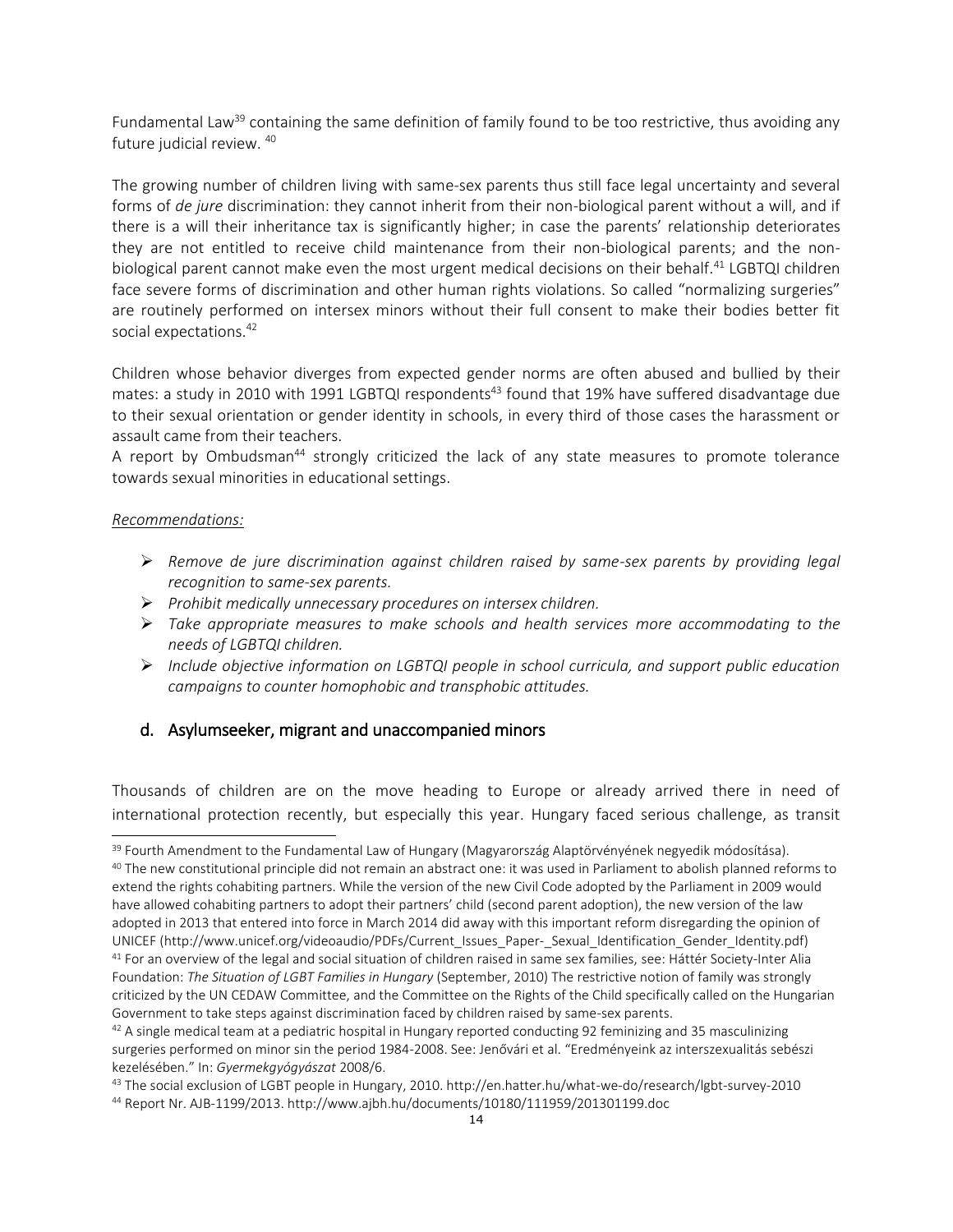Fundamental Law[39] containing the same definition of family found to be too restrictive, thus avoiding any future judicial review. [40]

The growing number of children living with same-sex parents thus still face legal uncertainty and several forms of *de jure* discrimination: they cannot inherit from their non-biological parent without a will, and if there is a will their inheritance tax is significantly higher; in case the parents' relationship deteriorates they are not entitled to receive child maintenance from their non-biological parents; and the non-biological parent cannot make even the most urgent medical decisions on their behalf.[41] LGBTQI children face severe forms of discrimination and other human rights violations. So called "normalizing surgeries" are routinely performed on intersex minors without their full consent to make their bodies better fit social expectations.[42]

Children whose behavior diverges from expected gender norms are often abused and bullied by their mates: a study in 2010 with 1991 LGBTQI respondents[43] found that 19% have suffered disadvantage due to their sexual orientation or gender identity in schools, in every third of those cases the harassment or assault came from their teachers.
A report by Ombudsman[44] strongly criticized the lack of any state measures to promote tolerance towards sexual minorities in educational settings.

*Recommendations:*

- *Remove de jure discrimination against children raised by same-sex parents by providing legal recognition to same-sex parents.*
- *Prohibit medically unnecessary procedures on intersex children.*
- *Take appropriate measures to make schools and health services more accommodating to the needs of LGBTQI children.*
- *Include objective information on LGBTQI people in school curricula, and support public education campaigns to counter homophobic and transphobic attitudes.*

### d. Asylumseeker, migrant and unaccompanied minors

Thousands of children are on the move heading to Europe or already arrived there in need of international protection recently, but especially this year. Hungary faced serious challenge, as transit

---

[39] Fourth Amendment to the Fundamental Law of Hungary (Magyarország Alaptörvényének negyedik módosítása).

[40] The new constitutional principle did not remain an abstract one: it was used in Parliament to abolish planned reforms to extend the rights cohabiting partners. While the version of the new Civil Code adopted by the Parliament in 2009 would have allowed cohabiting partners to adopt their partners' child (second parent adoption), the new version of the law adopted in 2013 that entered into force in March 2014 did away with this important reform disregarding the opinion of UNICEF (http://www.unicef.org/videoaudio/PDFs/Current_Issues_Paper-_Sexual_Identification_Gender_Identity.pdf)

[41] For an overview of the legal and social situation of children raised in same sex families, see: Háttér Society-Inter Alia Foundation: *The Situation of LGBT Families in Hungary* (September, 2010) The restrictive notion of family was strongly criticized by the UN CEDAW Committee, and the Committee on the Rights of the Child specifically called on the Hungarian Government to take steps against discrimination faced by children raised by same-sex parents.

[42] A single medical team at a pediatric hospital in Hungary reported conducting 92 feminizing and 35 masculinizing surgeries performed on minor sin the period 1984-2008. See: Jenővári et al. "Eredményeink az interszexualitás sebészi kezelésében." In: *Gyermekgyógyászat* 2008/6.

[43] The social exclusion of LGBT people in Hungary, 2010. http://en.hatter.hu/what-we-do/research/lgbt-survey-2010

[44] Report Nr. AJB-1199/2013. http://www.ajbh.hu/documents/10180/111959/201301199.doc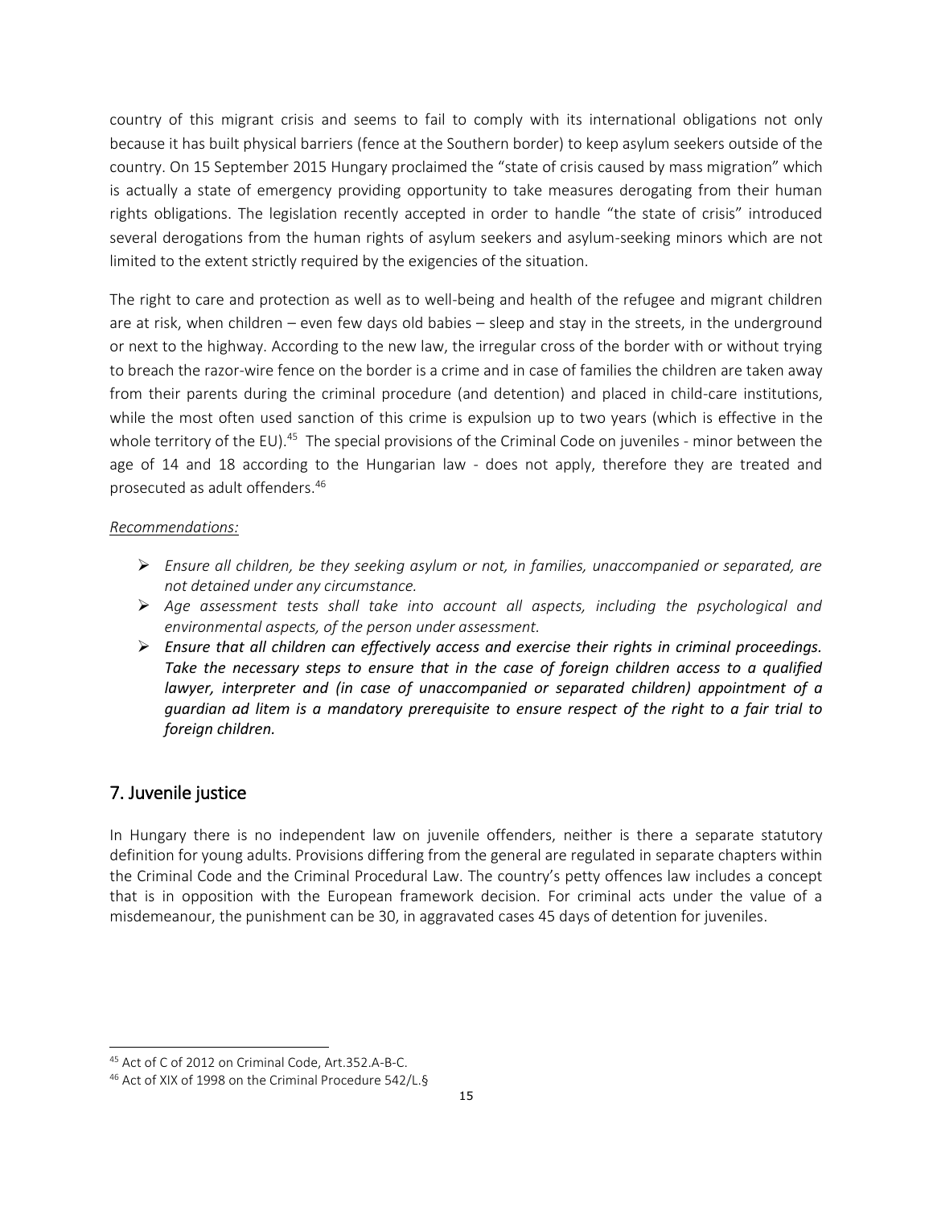country of this migrant crisis and seems to fail to comply with its international obligations not only because it has built physical barriers (fence at the Southern border) to keep asylum seekers outside of the country. On 15 September 2015 Hungary proclaimed the "state of crisis caused by mass migration" which is actually a state of emergency providing opportunity to take measures derogating from their human rights obligations. The legislation recently accepted in order to handle "the state of crisis" introduced several derogations from the human rights of asylum seekers and asylum-seeking minors which are not limited to the extent strictly required by the exigencies of the situation.

The right to care and protection as well as to well-being and health of the refugee and migrant children are at risk, when children – even few days old babies – sleep and stay in the streets, in the underground or next to the highway. According to the new law, the irregular cross of the border with or without trying to breach the razor-wire fence on the border is a crime and in case of families the children are taken away from their parents during the criminal procedure (and detention) and placed in child-care institutions, while the most often used sanction of this crime is expulsion up to two years (which is effective in the whole territory of the EU).[45] The special provisions of the Criminal Code on juveniles - minor between the age of 14 and 18 according to the Hungarian law - does not apply, therefore they are treated and prosecuted as adult offenders.[46]

*Recommendations:*

- *Ensure all children, be they seeking asylum or not, in families, unaccompanied or separated, are not detained under any circumstance.*
- *Age assessment tests shall take into account all aspects, including the psychological and environmental aspects, of the person under assessment.*
- ***Ensure that all children can effectively access and exercise their rights in criminal proceedings. Take the necessary steps to ensure that in the case of foreign children access to a qualified lawyer, interpreter and (in case of unaccompanied or separated children) appointment of a guardian ad litem is a mandatory prerequisite to ensure respect of the right to a fair trial to foreign children.***

## 7. Juvenile justice

In Hungary there is no independent law on juvenile offenders, neither is there a separate statutory definition for young adults. Provisions differing from the general are regulated in separate chapters within the Criminal Code and the Criminal Procedural Law. The country's petty offences law includes a concept that is in opposition with the European framework decision. For criminal acts under the value of a misdemeanour, the punishment can be 30, in aggravated cases 45 days of detention for juveniles.

---

[45] Act of C of 2012 on Criminal Code, Art.352.A-B-C.

[46] Act of XIX of 1998 on the Criminal Procedure 542/L.§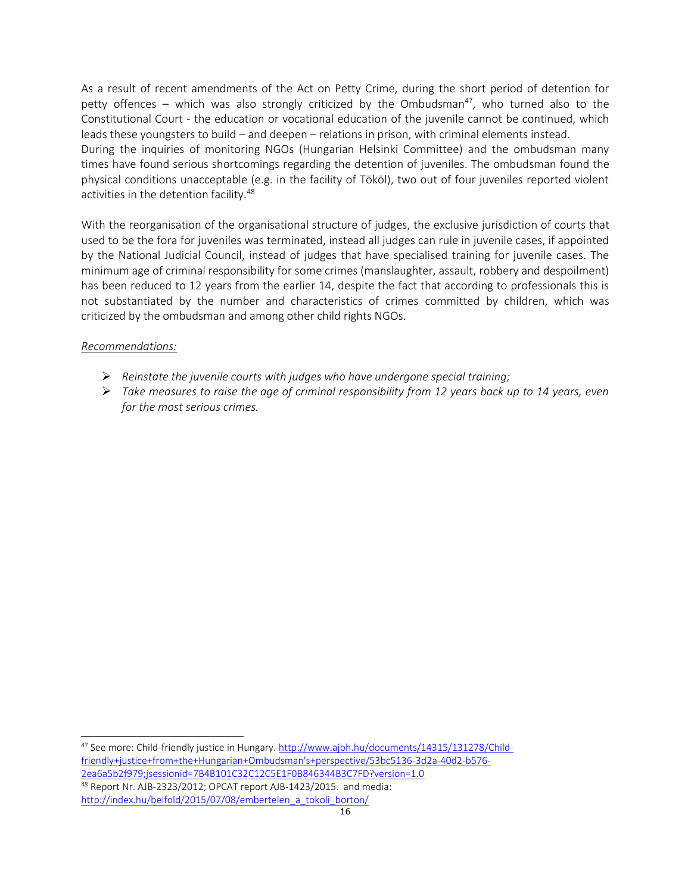As a result of recent amendments of the Act on Petty Crime, during the short period of detention for petty offences – which was also strongly criticized by the Ombudsman[47], who turned also to the Constitutional Court - the education or vocational education of the juvenile cannot be continued, which leads these youngsters to build – and deepen – relations in prison, with criminal elements instead.
During the inquiries of monitoring NGOs (Hungarian Helsinki Committee) and the ombudsman many times have found serious shortcomings regarding the detention of juveniles. The ombudsman found the physical conditions unacceptable (e.g. in the facility of Tököl), two out of four juveniles reported violent activities in the detention facility.[48]

With the reorganisation of the organisational structure of judges, the exclusive jurisdiction of courts that used to be the fora for juveniles was terminated, instead all judges can rule in juvenile cases, if appointed by the National Judicial Council, instead of judges that have specialised training for juvenile cases. The minimum age of criminal responsibility for some crimes (manslaughter, assault, robbery and despoilment) has been reduced to 12 years from the earlier 14, despite the fact that according to professionals this is not substantiated by the number and characteristics of crimes committed by children, which was criticized by the ombudsman and among other child rights NGOs.

<u>*Recommendations:*</u>

- *Reinstate the juvenile courts with judges who have undergone special training;*
- *Take measures to raise the age of criminal responsibility from 12 years back up to 14 years, even for the most serious crimes.*

---

[47] See more: Child-friendly justice in Hungary. http://www.ajbh.hu/documents/14315/131278/Child-friendly+justice+from+the+Hungarian+Ombudsman's+perspective/53bc5136-3d2a-40d2-b576-2ea6a5b2f979;jsessionid=7B4B101C32C12C5E1F0B846344B3C7FD?version=1.0

[48] Report Nr. AJB-2323/2012; OPCAT report AJB-1423/2015. and media: http://index.hu/belfold/2015/07/08/embertelen_a_tokoli_borton/